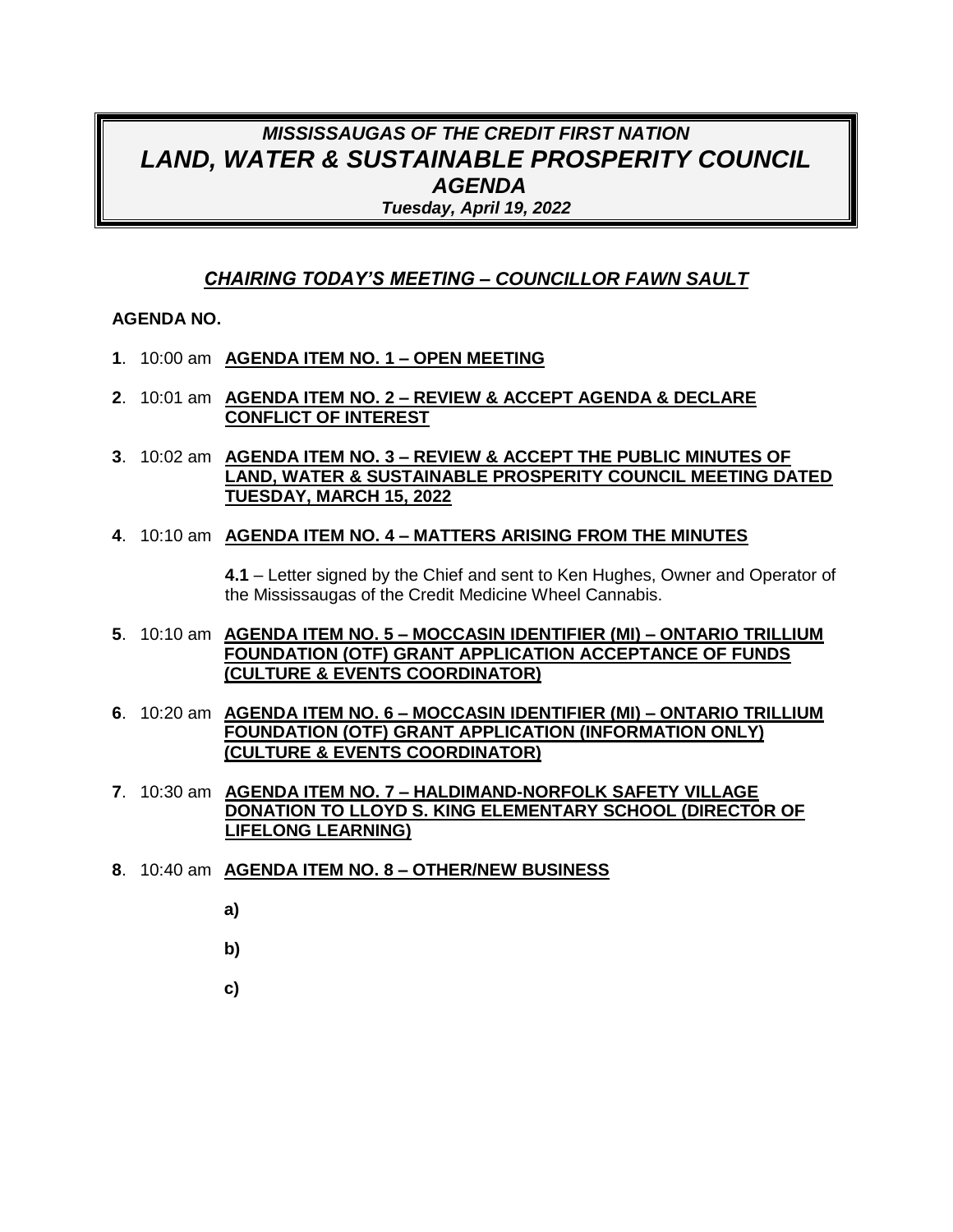# *MISSISSAUGAS OF THE CREDIT FIRST NATION*
# *LAND, WATER & SUSTAINABLE PROSPERITY COUNCIL*
## *AGENDA*
***Tuesday, April 19, 2022***

***CHAIRING TODAY'S MEETING – COUNCILLOR FAWN SAULT***

**AGENDA NO.**

**1**. 10:00 am **AGENDA ITEM NO. 1 – OPEN MEETING**

**2**. 10:01 am **AGENDA ITEM NO. 2 – REVIEW & ACCEPT AGENDA & DECLARE CONFLICT OF INTEREST**

**3**. 10:02 am **AGENDA ITEM NO. 3 – REVIEW & ACCEPT THE PUBLIC MINUTES OF LAND, WATER & SUSTAINABLE PROSPERITY COUNCIL MEETING DATED TUESDAY, MARCH 15, 2022**

**4**. 10:10 am **AGENDA ITEM NO. 4 – MATTERS ARISING FROM THE MINUTES**

**4.1** – Letter signed by the Chief and sent to Ken Hughes, Owner and Operator of the Mississaugas of the Credit Medicine Wheel Cannabis.

**5**. 10:10 am **AGENDA ITEM NO. 5 – MOCCASIN IDENTIFIER (MI) – ONTARIO TRILLIUM FOUNDATION (OTF) GRANT APPLICATION ACCEPTANCE OF FUNDS (CULTURE & EVENTS COORDINATOR)**

**6**. 10:20 am **AGENDA ITEM NO. 6 – MOCCASIN IDENTIFIER (MI) – ONTARIO TRILLIUM FOUNDATION (OTF) GRANT APPLICATION (INFORMATION ONLY) (CULTURE & EVENTS COORDINATOR)**

**7**. 10:30 am **AGENDA ITEM NO. 7 – HALDIMAND-NORFOLK SAFETY VILLAGE DONATION TO LLOYD S. KING ELEMENTARY SCHOOL (DIRECTOR OF LIFELONG LEARNING)**

**8**. 10:40 am **AGENDA ITEM NO. 8 – OTHER/NEW BUSINESS**

**a)**

**b)**

**c)**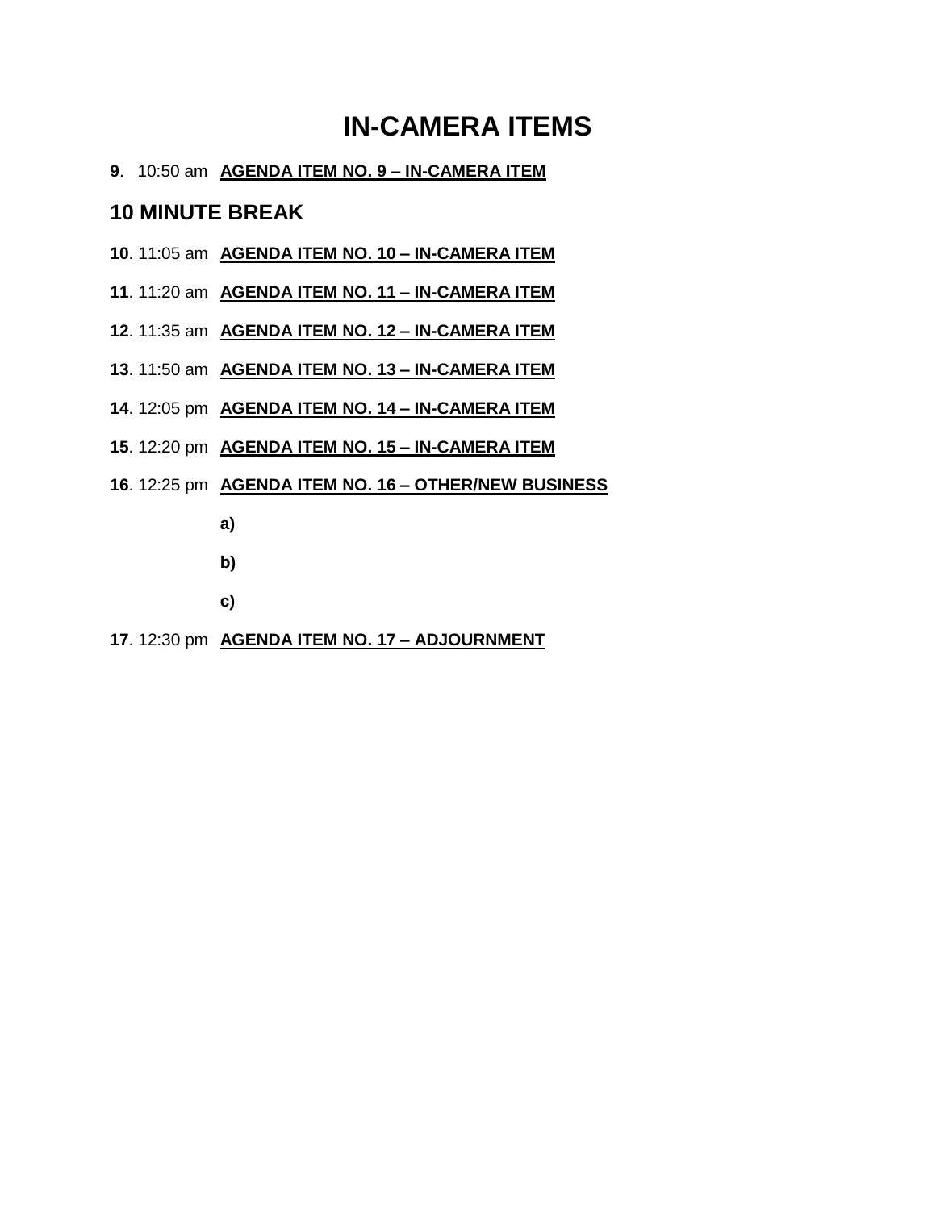# IN-CAMERA ITEMS

**9**. 10:50 am **AGENDA ITEM NO. 9 – IN-CAMERA ITEM**

## 10 MINUTE BREAK

**10**. 11:05 am **AGENDA ITEM NO. 10 – IN-CAMERA ITEM**

**11**. 11:20 am **AGENDA ITEM NO. 11 – IN-CAMERA ITEM**

**12**. 11:35 am **AGENDA ITEM NO. 12 – IN-CAMERA ITEM**

**13**. 11:50 am **AGENDA ITEM NO. 13 – IN-CAMERA ITEM**

**14**. 12:05 pm **AGENDA ITEM NO. 14 – IN-CAMERA ITEM**

**15**. 12:20 pm **AGENDA ITEM NO. 15 – IN-CAMERA ITEM**

**16**. 12:25 pm **AGENDA ITEM NO. 16 – OTHER/NEW BUSINESS**

**a)**

**b)**

**c)**

**17**. 12:30 pm **AGENDA ITEM NO. 17 – ADJOURNMENT**